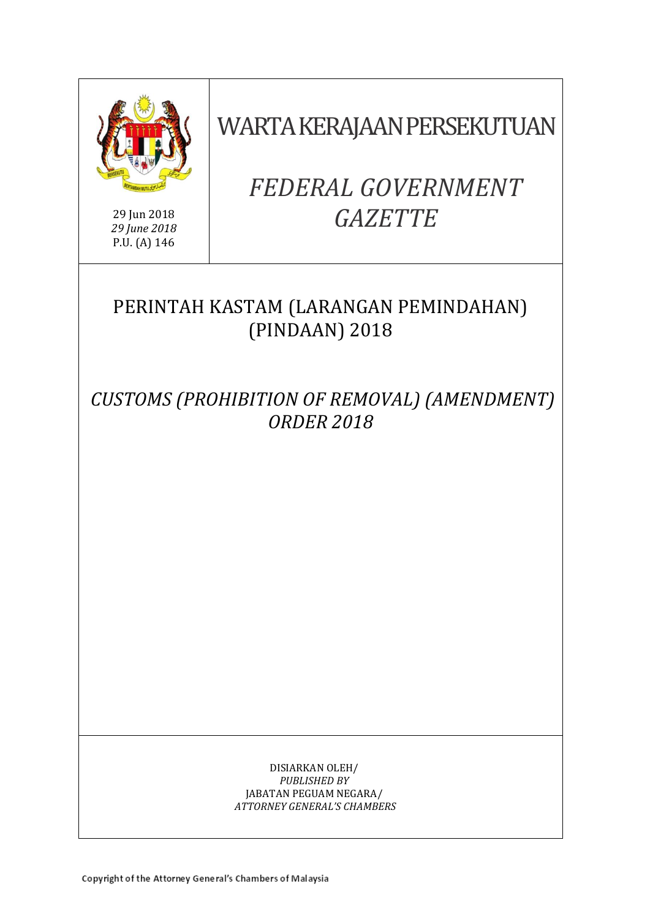29 Jun 2018
*29 June 2018*
P.U. (A) 146

# WARTA KERAJAAN PERSEKUTUAN

# *FEDERAL GOVERNMENT GAZETTE*

## PERINTAH KASTAM (LARANGAN PEMINDAHAN) (PINDAAN) 2018

## *CUSTOMS (PROHIBITION OF REMOVAL) (AMENDMENT) ORDER 2018*

DISIARKAN OLEH/
*PUBLISHED BY*
JABATAN PEGUAM NEGARA/
*ATTORNEY GENERAL'S CHAMBERS*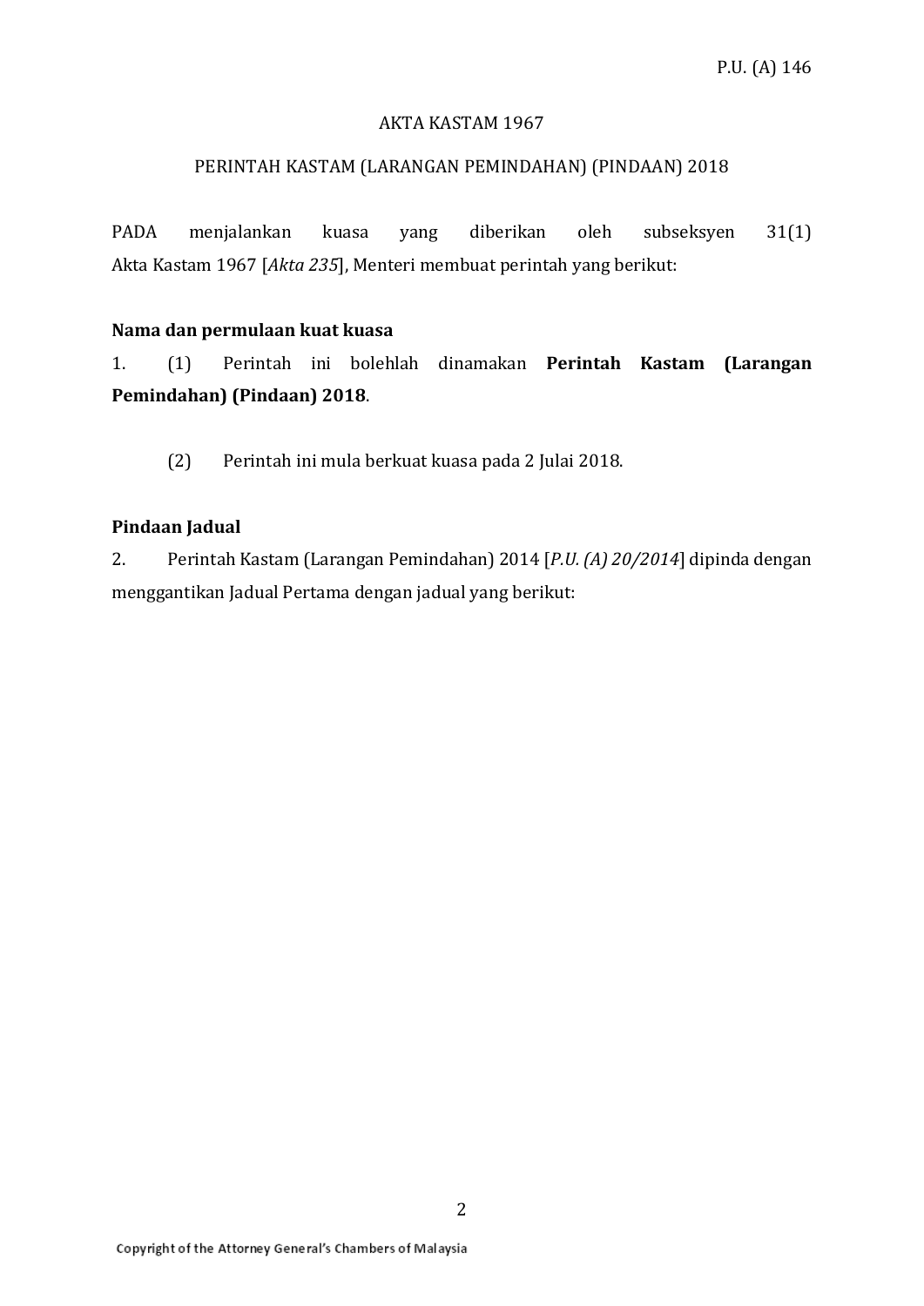P.U. (A) 146

AKTA KASTAM 1967

PERINTAH KASTAM (LARANGAN PEMINDAHAN) (PINDAAN) 2018

PADA menjalankan kuasa yang diberikan oleh subseksyen 31(1) Akta Kastam 1967 [*Akta 235*], Menteri membuat perintah yang berikut:

**Nama dan permulaan kuat kuasa**

1. (1) Perintah ini bolehlah dinamakan **Perintah Kastam (Larangan Pemindahan) (Pindaan) 2018**.

(2) Perintah ini mula berkuat kuasa pada 2 Julai 2018.

**Pindaan Jadual**

2. Perintah Kastam (Larangan Pemindahan) 2014 [*P.U. (A) 20/2014*] dipinda dengan menggantikan Jadual Pertama dengan jadual yang berikut: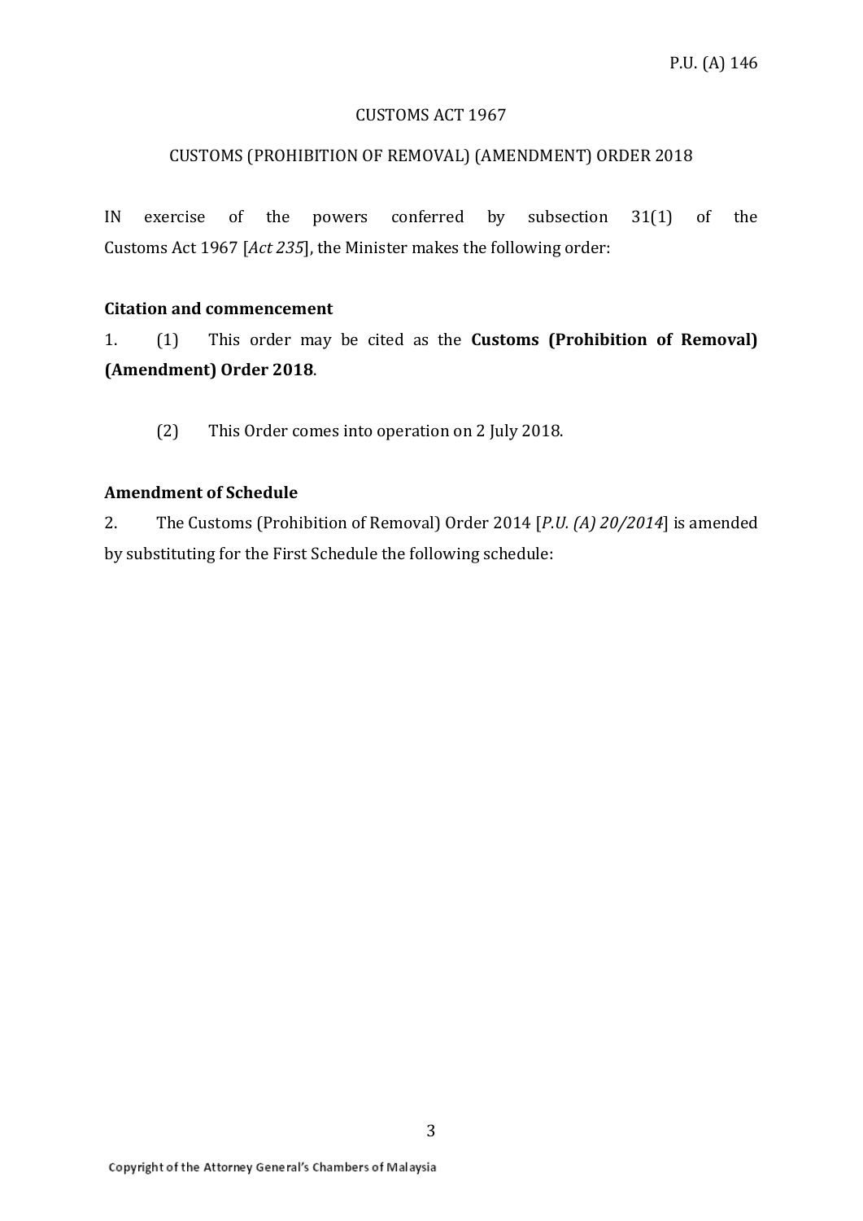P.U. (A) 146

CUSTOMS ACT 1967

CUSTOMS (PROHIBITION OF REMOVAL) (AMENDMENT) ORDER 2018

IN exercise of the powers conferred by subsection 31(1) of the Customs Act 1967 [*Act 235*], the Minister makes the following order:

**Citation and commencement**

1. (1) This order may be cited as the **Customs (Prohibition of Removal) (Amendment) Order 2018**.

(2) This Order comes into operation on 2 July 2018.

**Amendment of Schedule**

2. The Customs (Prohibition of Removal) Order 2014 [*P.U. (A) 20/2014*] is amended by substituting for the First Schedule the following schedule: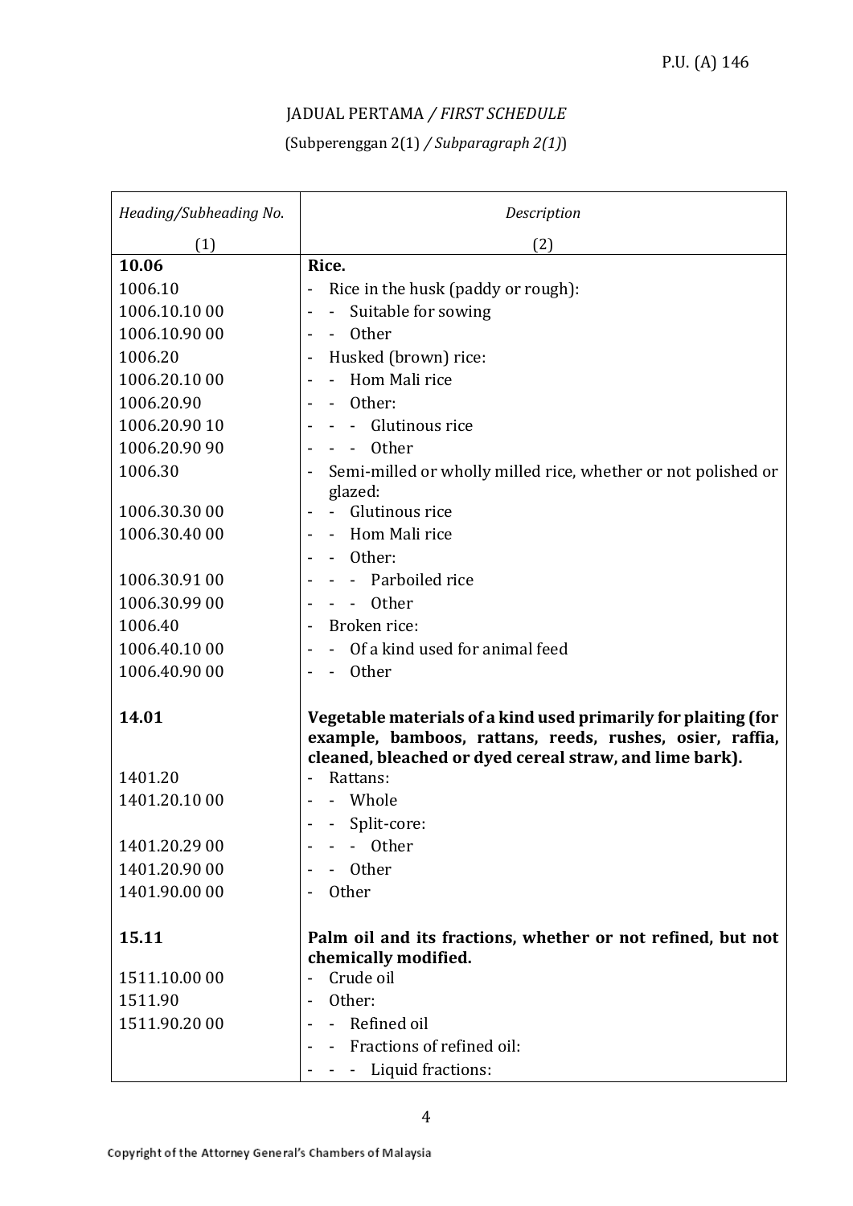JADUAL PERTAMA / *FIRST SCHEDULE*

(Subperenggan 2(1) */ Subparagraph 2(1)*)

| *Heading/Subheading No.* | *Description* |
|---|---|
| (1) | (2) |
| **10.06** | **Rice.** |
| 1006.10 | - Rice in the husk (paddy or rough): |
| 1006.10.10 00 | - - Suitable for sowing |
| 1006.10.90 00 | - - Other |
| 1006.20 | - Husked (brown) rice: |
| 1006.20.10 00 | - - Hom Mali rice |
| 1006.20.90 | - - Other: |
| 1006.20.90 10 | - - - Glutinous rice |
| 1006.20.90 90 | - - - Other |
| 1006.30 | - Semi-milled or wholly milled rice, whether or not polished or glazed: |
| 1006.30.30 00 | - - Glutinous rice |
| 1006.30.40 00 | - - Hom Mali rice |
| | - - Other: |
| 1006.30.91 00 | - - - Parboiled rice |
| 1006.30.99 00 | - - - Other |
| 1006.40 | - Broken rice: |
| 1006.40.10 00 | - - Of a kind used for animal feed |
| 1006.40.90 00 | - - Other |
| **14.01** | **Vegetable materials of a kind used primarily for plaiting (for example, bamboos, rattans, reeds, rushes, osier, raffia, cleaned, bleached or dyed cereal straw, and lime bark).** |
| 1401.20 | - Rattans: |
| 1401.20.10 00 | - - Whole |
| | - - Split-core: |
| 1401.20.29 00 | - - - Other |
| 1401.20.90 00 | - - Other |
| 1401.90.00 00 | - Other |
| **15.11** | **Palm oil and its fractions, whether or not refined, but not chemically modified.** |
| 1511.10.00 00 | - Crude oil |
| 1511.90 | - Other: |
| 1511.90.20 00 | - - Refined oil |
| | - - Fractions of refined oil: |
| | - - - Liquid fractions: |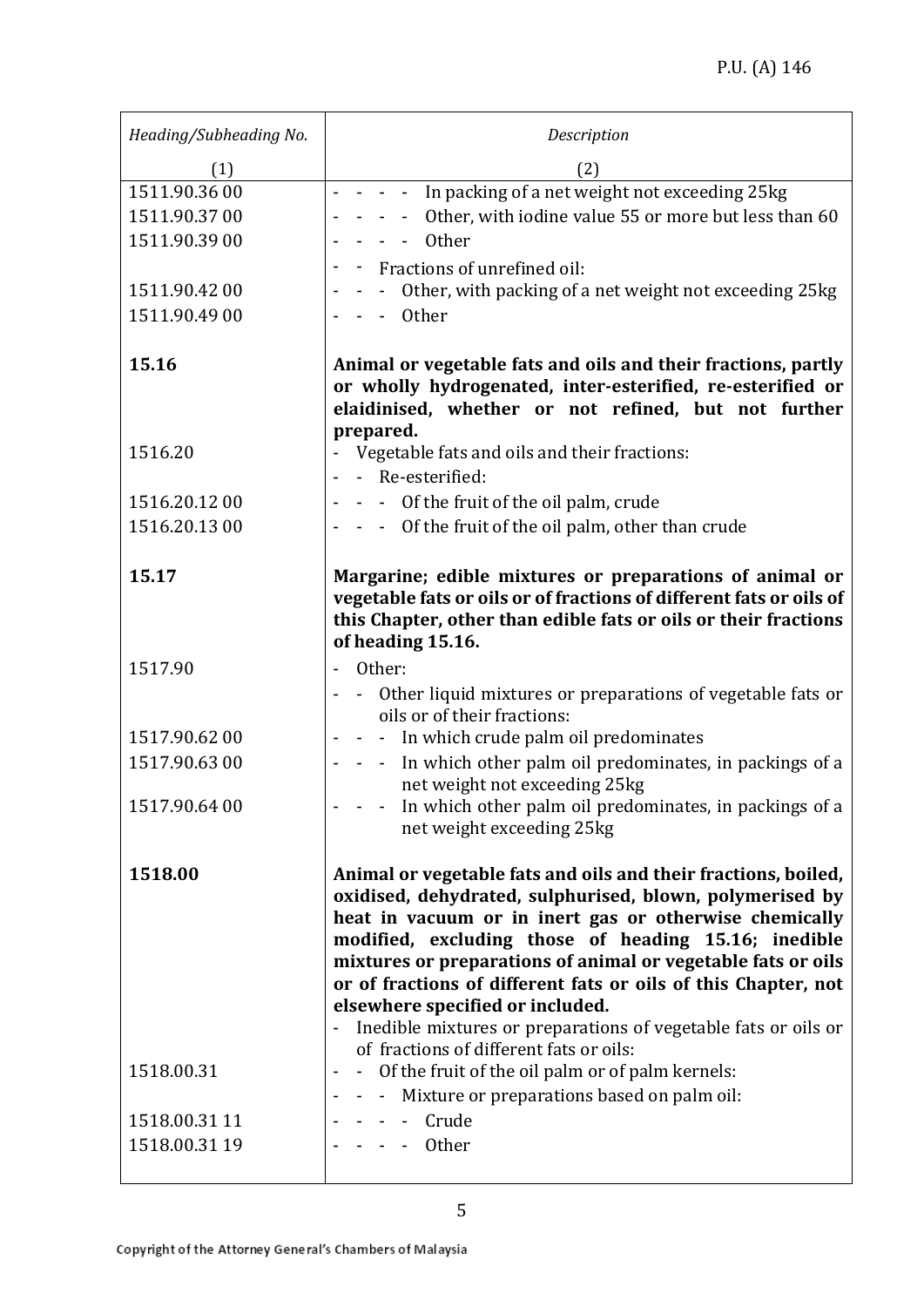| *Heading/Subheading No.* | *Description* |
|---|---|
| (1) | (2) |
| 1511.90.36 00 | - - - - In packing of a net weight not exceeding 25kg |
| 1511.90.37 00 | - - - - Other, with iodine value 55 or more but less than 60 |
| 1511.90.39 00 | - - - - Other |
| | - - Fractions of unrefined oil: |
| 1511.90.42 00 | - - - Other, with packing of a net weight not exceeding 25kg |
| 1511.90.49 00 | - - - Other |
| **15.16** | **Animal or vegetable fats and oils and their fractions, partly or wholly hydrogenated, inter-esterified, re-esterified or elaidinised, whether or not refined, but not further prepared.** |
| 1516.20 | - Vegetable fats and oils and their fractions: |
| | - - Re-esterified: |
| 1516.20.12 00 | - - - Of the fruit of the oil palm, crude |
| 1516.20.13 00 | - - - Of the fruit of the oil palm, other than crude |
| **15.17** | **Margarine; edible mixtures or preparations of animal or vegetable fats or oils or of fractions of different fats or oils of this Chapter, other than edible fats or oils or their fractions of heading 15.16.** |
| 1517.90 | - Other: |
| | - - Other liquid mixtures or preparations of vegetable fats or oils or of their fractions: |
| 1517.90.62 00 | - - - In which crude palm oil predominates |
| 1517.90.63 00 | - - - In which other palm oil predominates, in packings of a net weight not exceeding 25kg |
| 1517.90.64 00 | - - - In which other palm oil predominates, in packings of a net weight exceeding 25kg |
| **1518.00** | **Animal or vegetable fats and oils and their fractions, boiled, oxidised, dehydrated, sulphurised, blown, polymerised by heat in vacuum or in inert gas or otherwise chemically modified, excluding those of heading 15.16; inedible mixtures or preparations of animal or vegetable fats or oils or of fractions of different fats or oils of this Chapter, not elsewhere specified or included.** |
| | - Inedible mixtures or preparations of vegetable fats or oils or of fractions of different fats or oils: |
| 1518.00.31 | - - Of the fruit of the oil palm or of palm kernels: |
| | - - - Mixture or preparations based on palm oil: |
| 1518.00.31 11 | - - - - Crude |
| 1518.00.31 19 | - - - - Other |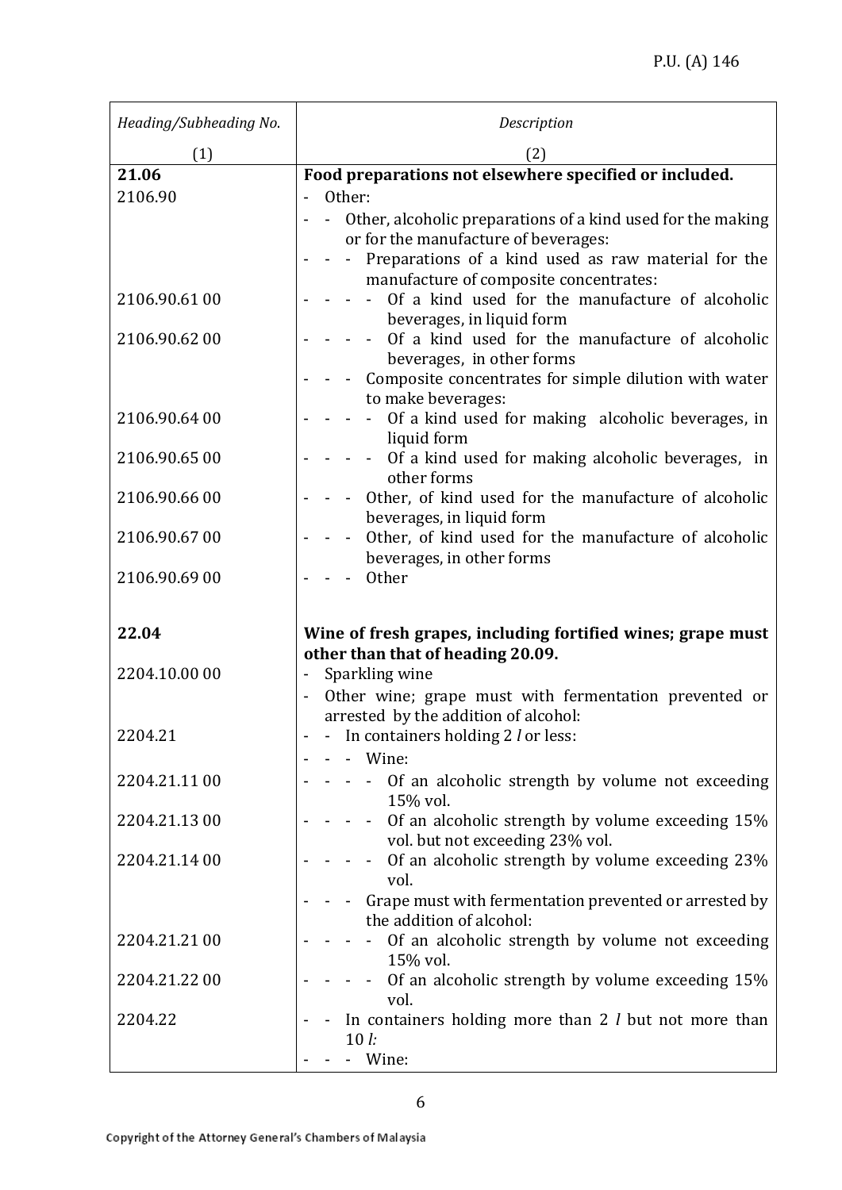| *Heading/Subheading No.* | *Description* |
|---|---|
| (1) | (2) |
| **21.06** | **Food preparations not elsewhere specified or included.** |
| 2106.90 | - Other: |
| | - - Other, alcoholic preparations of a kind used for the making or for the manufacture of beverages: |
| | - - - Preparations of a kind used as raw material for the manufacture of composite concentrates: |
| 2106.90.61 00 | - - - - Of a kind used for the manufacture of alcoholic beverages, in liquid form |
| 2106.90.62 00 | - - - - Of a kind used for the manufacture of alcoholic beverages, in other forms |
| | - - - Composite concentrates for simple dilution with water to make beverages: |
| 2106.90.64 00 | - - - - Of a kind used for making alcoholic beverages, in liquid form |
| 2106.90.65 00 | - - - - Of a kind used for making alcoholic beverages, in other forms |
| 2106.90.66 00 | - - - Other, of kind used for the manufacture of alcoholic beverages, in liquid form |
| 2106.90.67 00 | - - - Other, of kind used for the manufacture of alcoholic beverages, in other forms |
| 2106.90.69 00 | - - - Other |
| | |
| **22.04** | **Wine of fresh grapes, including fortified wines; grape must other than that of heading 20.09.** |
| 2204.10.00 00 | - Sparkling wine |
| | - Other wine; grape must with fermentation prevented or arrested by the addition of alcohol: |
| 2204.21 | - - In containers holding 2 *l* or less: |
| | - - - Wine: |
| 2204.21.11 00 | - - - - Of an alcoholic strength by volume not exceeding 15% vol. |
| 2204.21.13 00 | - - - - Of an alcoholic strength by volume exceeding 15% vol. but not exceeding 23% vol. |
| 2204.21.14 00 | - - - - Of an alcoholic strength by volume exceeding 23% vol. |
| | - - - Grape must with fermentation prevented or arrested by the addition of alcohol: |
| 2204.21.21 00 | - - - - Of an alcoholic strength by volume not exceeding 15% vol. |
| 2204.21.22 00 | - - - - Of an alcoholic strength by volume exceeding 15% vol. |
| 2204.22 | - - In containers holding more than 2 *l* but not more than 10 *l:* |
| | - - - Wine: |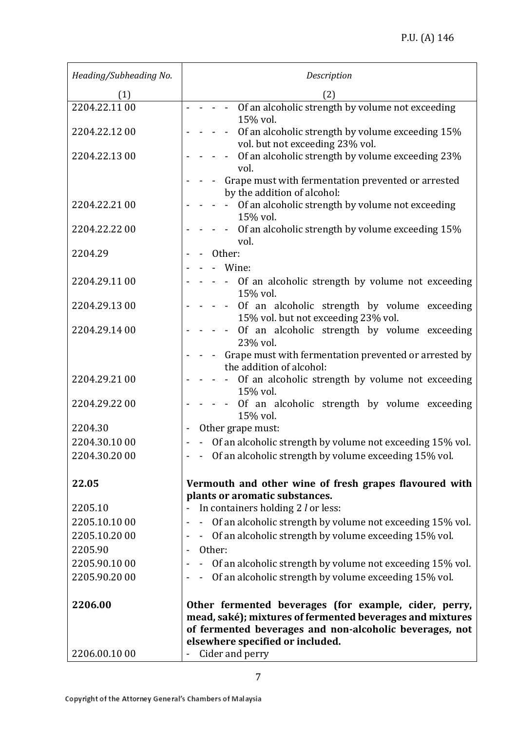| Heading/Subheading No. | Description |
|---|---|
| (1) | (2) |
| 2204.22.11 00 | - - - - Of an alcoholic strength by volume not exceeding 15% vol. |
| 2204.22.12 00 | - - - - Of an alcoholic strength by volume exceeding 15% vol. but not exceeding 23% vol. |
| 2204.22.13 00 | - - - - Of an alcoholic strength by volume exceeding 23% vol. |
| | - - - Grape must with fermentation prevented or arrested by the addition of alcohol: |
| 2204.22.21 00 | - - - - Of an alcoholic strength by volume not exceeding 15% vol. |
| 2204.22.22 00 | - - - - Of an alcoholic strength by volume exceeding 15% vol. |
| 2204.29 | - - Other: |
| | - - - Wine: |
| 2204.29.11 00 | - - - - Of an alcoholic strength by volume not exceeding 15% vol. |
| 2204.29.13 00 | - - - - Of an alcoholic strength by volume exceeding 15% vol. but not exceeding 23% vol. |
| 2204.29.14 00 | - - - - Of an alcoholic strength by volume exceeding 23% vol. |
| | - - - Grape must with fermentation prevented or arrested by the addition of alcohol: |
| 2204.29.21 00 | - - - - Of an alcoholic strength by volume not exceeding 15% vol. |
| 2204.29.22 00 | - - - - Of an alcoholic strength by volume exceeding 15% vol. |
| 2204.30 | - Other grape must: |
| 2204.30.10 00 | - - Of an alcoholic strength by volume not exceeding 15% vol. |
| 2204.30.20 00 | - - Of an alcoholic strength by volume exceeding 15% vol. |
| **22.05** | **Vermouth and other wine of fresh grapes flavoured with plants or aromatic substances.** |
| 2205.10 | - In containers holding 2 *l* or less: |
| 2205.10.10 00 | - - Of an alcoholic strength by volume not exceeding 15% vol. |
| 2205.10.20 00 | - - Of an alcoholic strength by volume exceeding 15% vol. |
| 2205.90 | - Other: |
| 2205.90.10 00 | - - Of an alcoholic strength by volume not exceeding 15% vol. |
| 2205.90.20 00 | - - Of an alcoholic strength by volume exceeding 15% vol. |
| **2206.00** | **Other fermented beverages (for example, cider, perry, mead, saké); mixtures of fermented beverages and mixtures of fermented beverages and non-alcoholic beverages, not elsewhere specified or included.** |
| 2206.00.10 00 | - Cider and perry |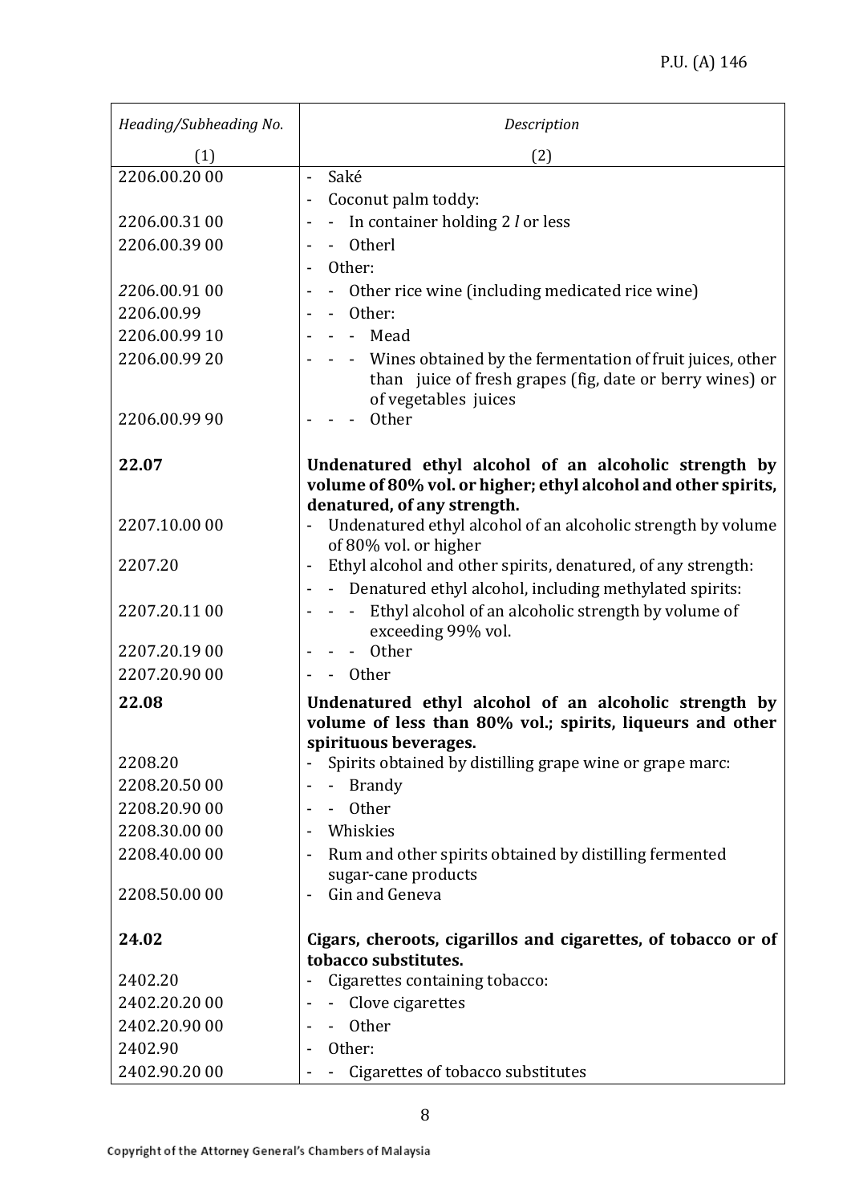| *Heading/Subheading No.* | *Description* |
|---|---|
| (1) | (2) |
| 2206.00.20 00 | - Saké |
| | - Coconut palm toddy: |
| 2206.00.31 00 | - - In container holding 2 *l* or less |
| 2206.00.39 00 | - - Otherl |
| | - Other: |
| 2206.00.91 00 | - - Other rice wine (including medicated rice wine) |
| 2206.00.99 | - - Other: |
| 2206.00.99 10 | - - - Mead |
| 2206.00.99 20 | - - - Wines obtained by the fermentation of fruit juices, other than juice of fresh grapes (fig, date or berry wines) or of vegetables juices |
| 2206.00.99 90 | - - - Other |
| **22.07** | **Undenatured ethyl alcohol of an alcoholic strength by volume of 80% vol. or higher; ethyl alcohol and other spirits, denatured, of any strength.** |
| 2207.10.00 00 | - Undenatured ethyl alcohol of an alcoholic strength by volume of 80% vol. or higher |
| 2207.20 | - Ethyl alcohol and other spirits, denatured, of any strength: |
| | - - Denatured ethyl alcohol, including methylated spirits: |
| 2207.20.11 00 | - - - Ethyl alcohol of an alcoholic strength by volume of exceeding 99% vol. |
| 2207.20.19 00 | - - - Other |
| 2207.20.90 00 | - - Other |
| **22.08** | **Undenatured ethyl alcohol of an alcoholic strength by volume of less than 80% vol.; spirits, liqueurs and other spirituous beverages.** |
| 2208.20 | - Spirits obtained by distilling grape wine or grape marc: |
| 2208.20.50 00 | - - Brandy |
| 2208.20.90 00 | - - Other |
| 2208.30.00 00 | - Whiskies |
| 2208.40.00 00 | - Rum and other spirits obtained by distilling fermented sugar-cane products |
| 2208.50.00 00 | - Gin and Geneva |
| **24.02** | **Cigars, cheroots, cigarillos and cigarettes, of tobacco or of tobacco substitutes.** |
| 2402.20 | - Cigarettes containing tobacco: |
| 2402.20.20 00 | - - Clove cigarettes |
| 2402.20.90 00 | - - Other |
| 2402.90 | - Other: |
| 2402.90.20 00 | - - Cigarettes of tobacco substitutes |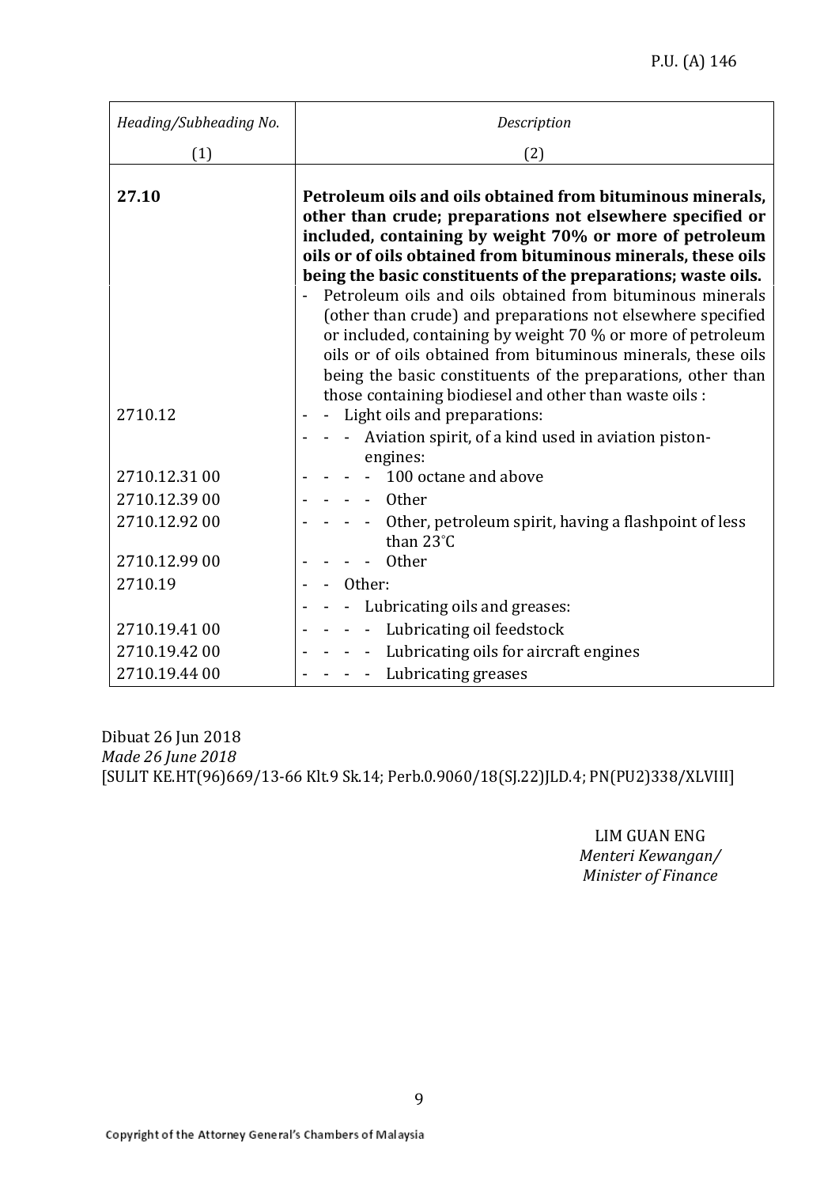| Heading/Subheading No. | Description |
|---|---|
| (1) | (2) |
| **27.10** | **Petroleum oils and oils obtained from bituminous minerals, other than crude; preparations not elsewhere specified or included, containing by weight 70% or more of petroleum oils or of oils obtained from bituminous minerals, these oils being the basic constituents of the preparations; waste oils.** |
| | - Petroleum oils and oils obtained from bituminous minerals (other than crude) and preparations not elsewhere specified or included, containing by weight 70 % or more of petroleum oils or of oils obtained from bituminous minerals, these oils being the basic constituents of the preparations, other than those containing biodiesel and other than waste oils : |
| 2710.12 | - - Light oils and preparations: |
| | - - - Aviation spirit, of a kind used in aviation piston-engines: |
| 2710.12.31 00 | - - - - 100 octane and above |
| 2710.12.39 00 | - - - - Other |
| 2710.12.92 00 | - - - - Other, petroleum spirit, having a flashpoint of less than 23°C |
| 2710.12.99 00 | - - - - Other |
| 2710.19 | - - Other: |
| | - - - Lubricating oils and greases: |
| 2710.19.41 00 | - - - - Lubricating oil feedstock |
| 2710.19.42 00 | - - - - Lubricating oils for aircraft engines |
| 2710.19.44 00 | - - - - Lubricating greases |

Dibuat 26 Jun 2018
*Made 26 June 2018*
[SULIT KE.HT(96)669/13-66 Klt.9 Sk.14; Perb.0.9060/18(SJ.22)JLD.4; PN(PU2)338/XLVIII]

LIM GUAN ENG
*Menteri Kewangan/*
*Minister of Finance*